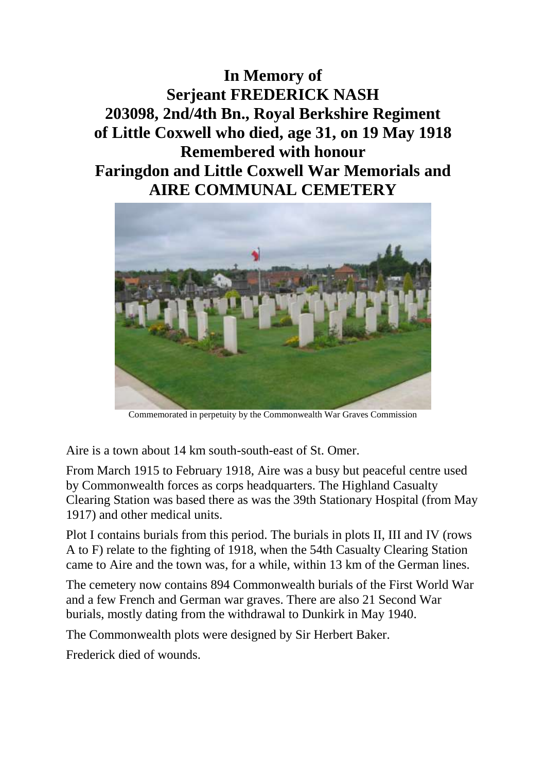# In Memory of
# Serjeant FREDERICK NASH
# 203098, 2nd/4th Bn., Royal Berkshire Regiment
# of Little Coxwell who died, age 31, on 19 May 1918
# Remembered with honour
# Faringdon and Little Coxwell War Memorials and
# AIRE COMMUNAL CEMETERY

Commemorated in perpetuity by the Commonwealth War Graves Commission

Aire is a town about 14 km south-south-east of St. Omer.

From March 1915 to February 1918, Aire was a busy but peaceful centre used by Commonwealth forces as corps headquarters. The Highland Casualty Clearing Station was based there as was the 39th Stationary Hospital (from May 1917) and other medical units.

Plot I contains burials from this period. The burials in plots II, III and IV (rows A to F) relate to the fighting of 1918, when the 54th Casualty Clearing Station came to Aire and the town was, for a while, within 13 km of the German lines.

The cemetery now contains 894 Commonwealth burials of the First World War and a few French and German war graves. There are also 21 Second War burials, mostly dating from the withdrawal to Dunkirk in May 1940.

The Commonwealth plots were designed by Sir Herbert Baker.

Frederick died of wounds.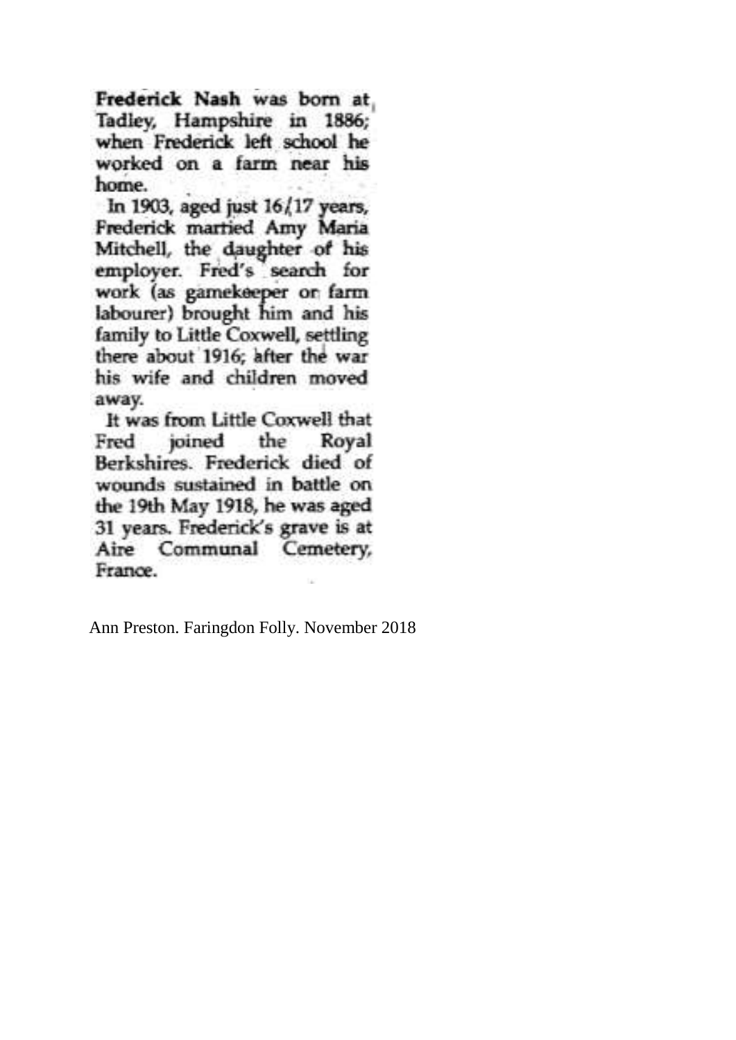**Frederick Nash** was born at Tadley, Hampshire in 1886; when Frederick left school he worked on a farm near his home.

In 1903, aged just 16/17 years, Frederick married Amy Maria Mitchell, the daughter of his employer. Fred's search for work (as gamekeeper or farm labourer) brought him and his family to Little Coxwell, settling there about 1916; after the war his wife and children moved away.

It was from Little Coxwell that Fred joined the Royal Berkshires. Frederick died of wounds sustained in battle on the 19th May 1918, he was aged 31 years. Frederick's grave is at Aire Communal Cemetery, France.

Ann Preston. Faringdon Folly. November 2018